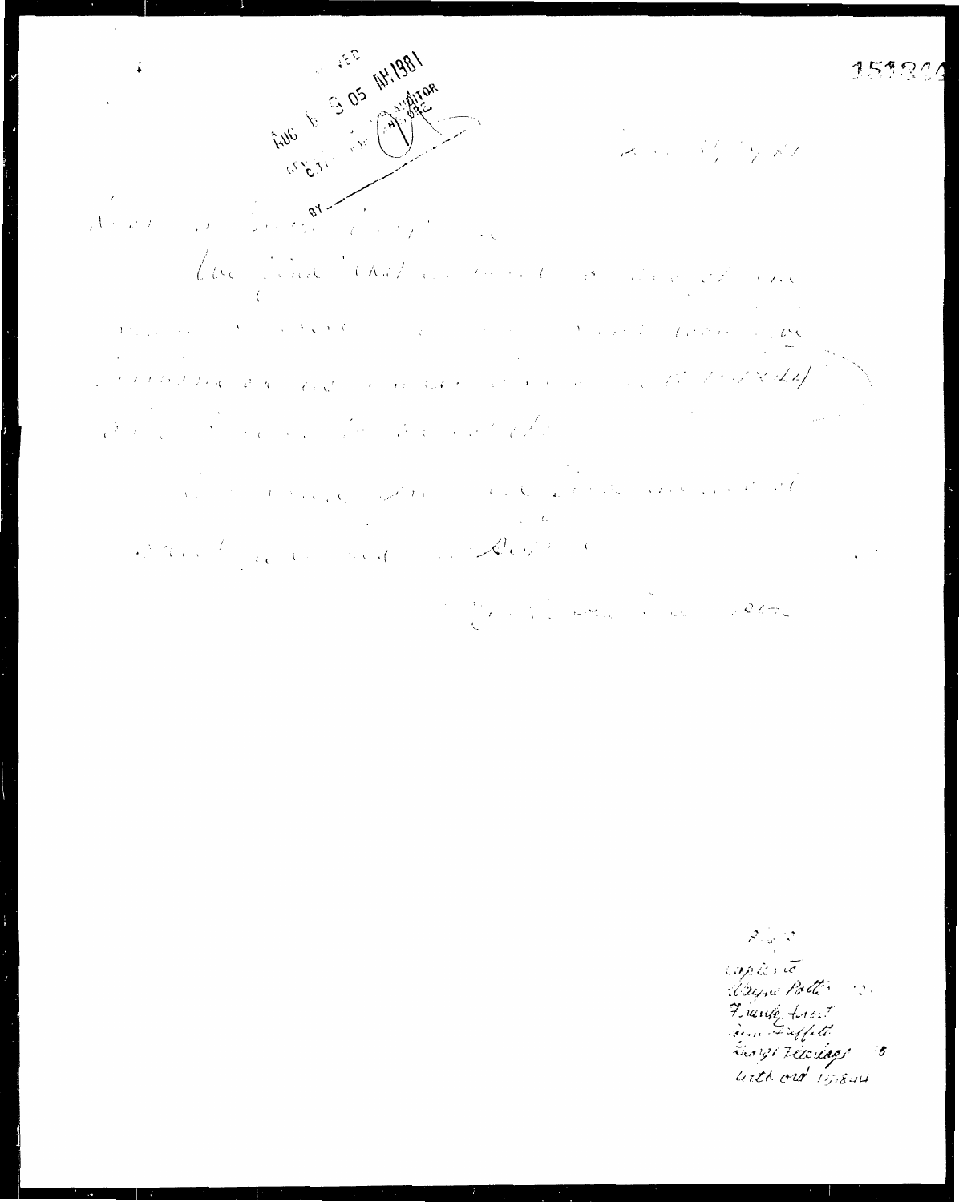151844

RECEIVED
AUG 6 9 05 AM 1981
AUDITOR
CITY AUDITOR
GREGORY
BY

copies to
Wayne Potts
Frank Ivancie
Jim Gaffield
George Fleming
with ord 151844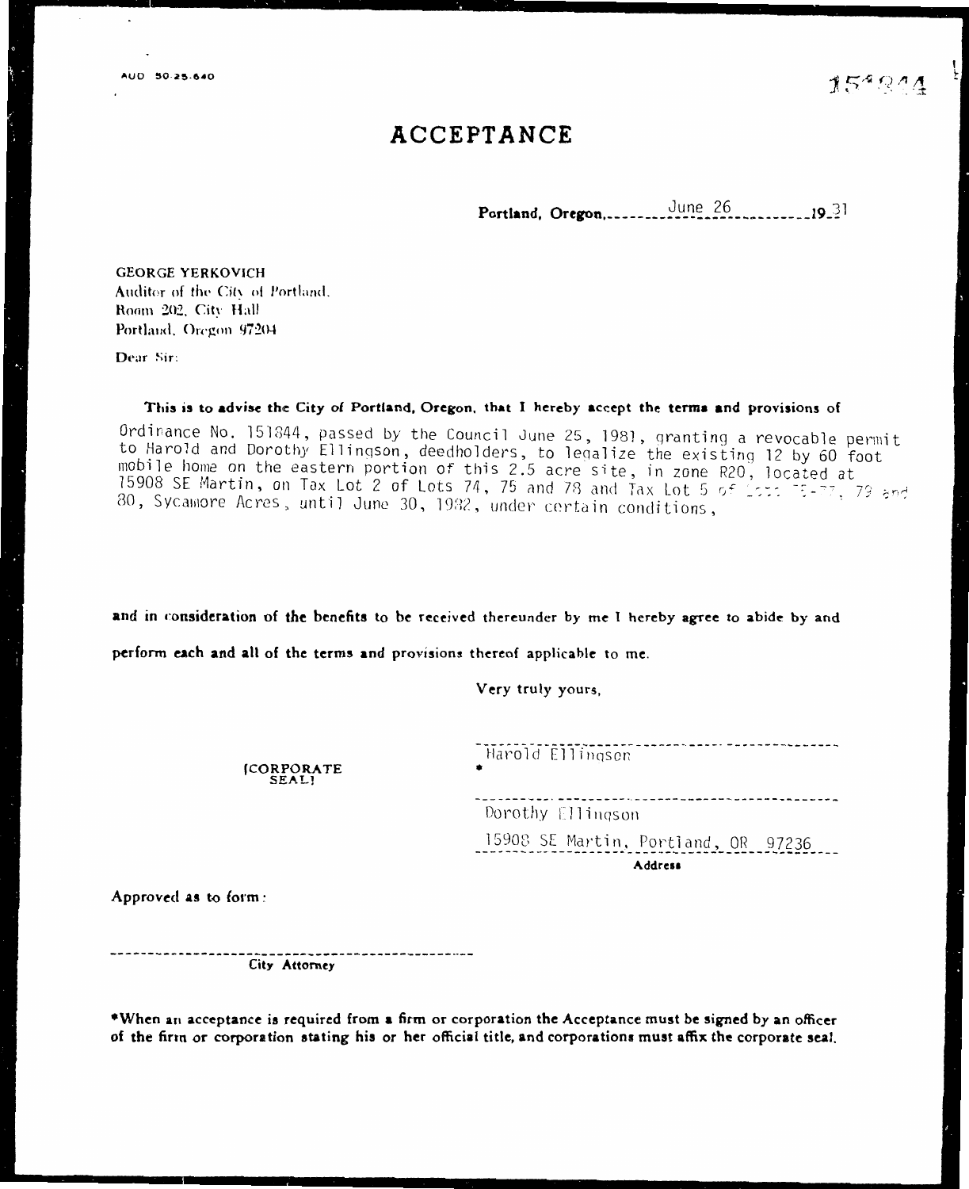AUD 50-25-640

154844

# ACCEPTANCE

**Portland, Oregon,** June 26 19 81

GEORGE YERKOVICH
Auditor of the City of Portland
Room 202, City Hall
Portland, Oregon 97204

Dear Sir:

**This is to advise the City of Portland, Oregon, that I hereby accept the terms and provisions of**

Ordinance No. 151844, passed by the Council June 25, 1981, granting a revocable permit to Harold and Dorothy Ellingson, deedholders, to legalize the existing 12 by 60 foot mobile home on the eastern portion of this 2.5 acre site, in zone R20, located at 15908 SE Martin, on Tax Lot 2 of Lots 74, 75 and 78 and Tax Lot 5 of Lots 75-77, 79 and 80, Sycamore Acres, until June 30, 1982, under certain conditions,

**and in consideration of the benefits to be received thereunder by me I hereby agree to abide by and perform each and all of the terms and provisions thereof applicable to me.**

Very truly yours,

[CORPORATE SEAL]

Harold Ellingson *

Dorothy Ellingson

15908 SE Martin, Portland, OR 97236
**Address**

Approved as to form:

**City Attorney**

*When an acceptance is required from a firm or corporation the Acceptance must be signed by an officer of the firm or corporation stating his or her official title, and corporations must affix the corporate seal.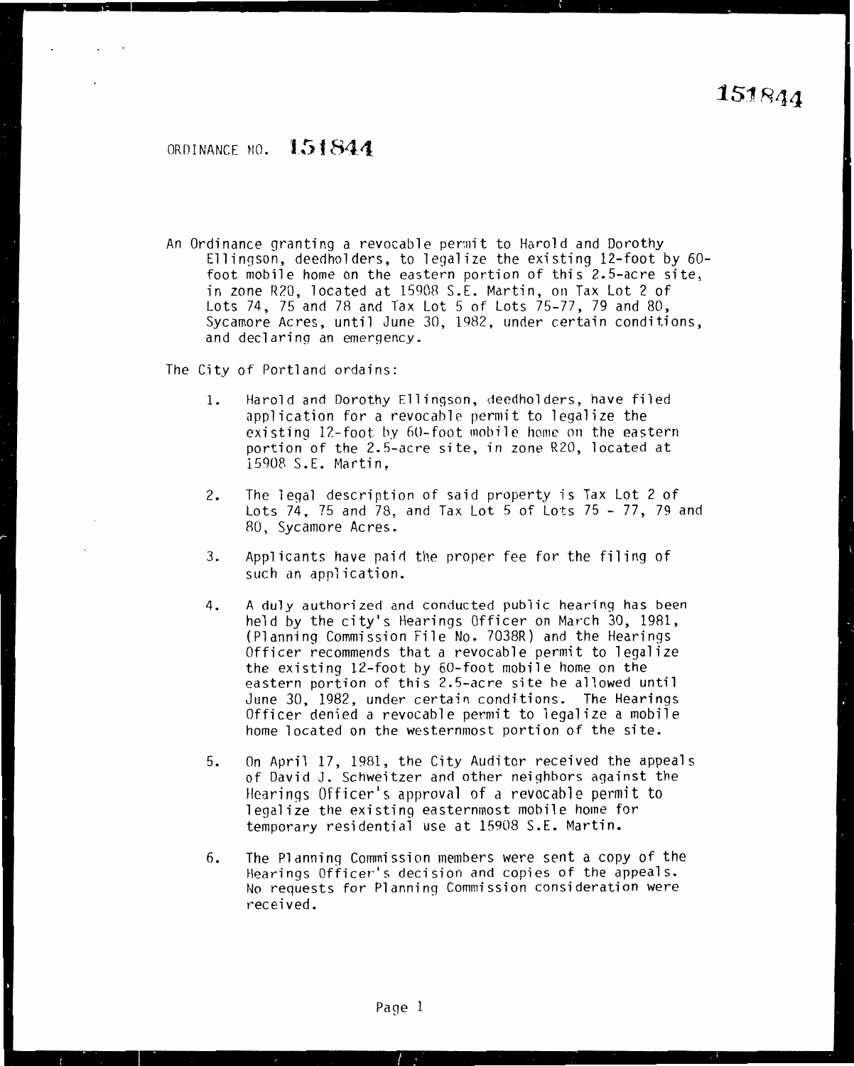# ORDINANCE NO. 151844

An Ordinance granting a revocable permit to Harold and Dorothy Ellingson, deedholders, to legalize the existing 12-foot by 60-foot mobile home on the eastern portion of this 2.5-acre site, in zone R20, located at 15908 S.E. Martin, on Tax Lot 2 of Lots 74, 75 and 78 and Tax Lot 5 of Lots 75-77, 79 and 80, Sycamore Acres, until June 30, 1982, under certain conditions, and declaring an emergency.

The City of Portland ordains:

1. Harold and Dorothy Ellingson, deedholders, have filed application for a revocable permit to legalize the existing 12-foot by 60-foot mobile home on the eastern portion of the 2.5-acre site, in zone R20, located at 15908 S.E. Martin,

2. The legal description of said property is Tax Lot 2 of Lots 74, 75 and 78, and Tax Lot 5 of Lots 75 - 77, 79 and 80, Sycamore Acres.

3. Applicants have paid the proper fee for the filing of such an application.

4. A duly authorized and conducted public hearing has been held by the city's Hearings Officer on March 30, 1981, (Planning Commission File No. 7038R) and the Hearings Officer recommends that a revocable permit to legalize the existing 12-foot by 60-foot mobile home on the eastern portion of this 2.5-acre site be allowed until June 30, 1982, under certain conditions. The Hearings Officer denied a revocable permit to legalize a mobile home located on the westernmost portion of the site.

5. On April 17, 1981, the City Auditor received the appeals of David J. Schweitzer and other neighbors against the Hearings Officer's approval of a revocable permit to legalize the existing easternmost mobile home for temporary residential use at 15908 S.E. Martin.

6. The Planning Commission members were sent a copy of the Hearings Officer's decision and copies of the appeals. No requests for Planning Commission consideration were received.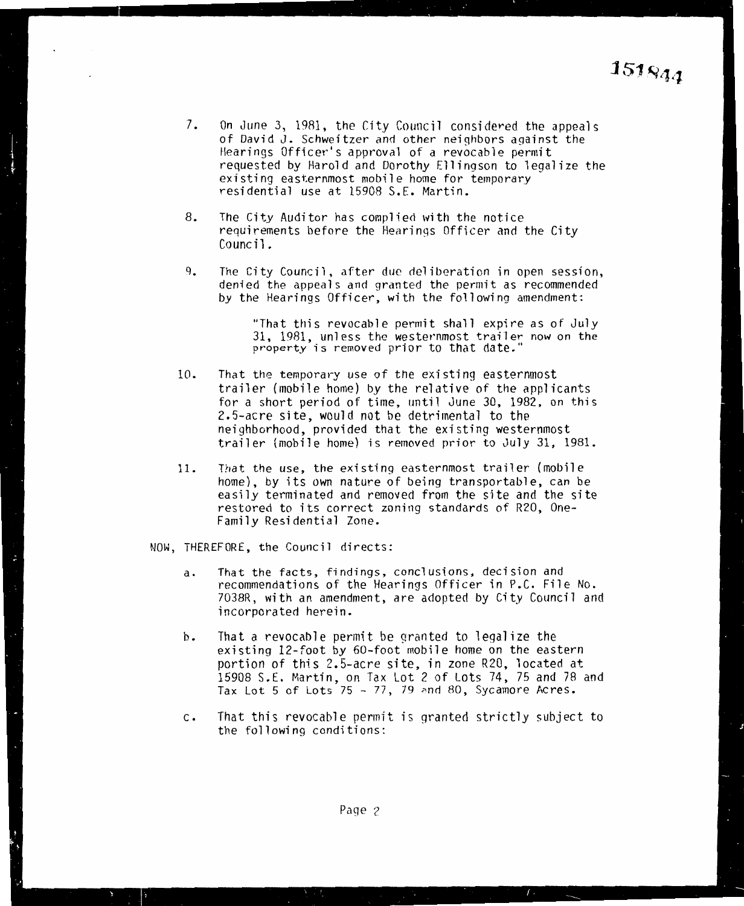151844

7. On June 3, 1981, the City Council considered the appeals of David J. Schweitzer and other neighbors against the Hearings Officer's approval of a revocable permit requested by Harold and Dorothy Ellingson to legalize the existing easternmost mobile home for temporary residential use at 15908 S.E. Martin.

8. The City Auditor has complied with the notice requirements before the Hearings Officer and the City Council.

9. The City Council, after due deliberation in open session, denied the appeals and granted the permit as recommended by the Hearings Officer, with the following amendment:

   "That this revocable permit shall expire as of July 31, 1981, unless the westernmost trailer now on the property is removed prior to that date."

10. That the temporary use of the existing easternmost trailer (mobile home) by the relative of the applicants for a short period of time, until June 30, 1982, on this 2.5-acre site, would not be detrimental to the neighborhood, provided that the existing westernmost trailer (mobile home) is removed prior to July 31, 1981.

11. That the use, the existing easternmost trailer (mobile home), by its own nature of being transportable, can be easily terminated and removed from the site and the site restored to its correct zoning standards of R20, One-Family Residential Zone.

NOW, THEREFORE, the Council directs:

a. That the facts, findings, conclusions, decision and recommendations of the Hearings Officer in P.C. File No. 7038R, with an amendment, are adopted by City Council and incorporated herein.

b. That a revocable permit be granted to legalize the existing 12-foot by 60-foot mobile home on the eastern portion of this 2.5-acre site, in zone R20, located at 15908 S.E. Martin, on Tax Lot 2 of Lots 74, 75 and 78 and Tax Lot 5 of Lots 75 - 77, 79 and 80, Sycamore Acres.

c. That this revocable permit is granted strictly subject to the following conditions: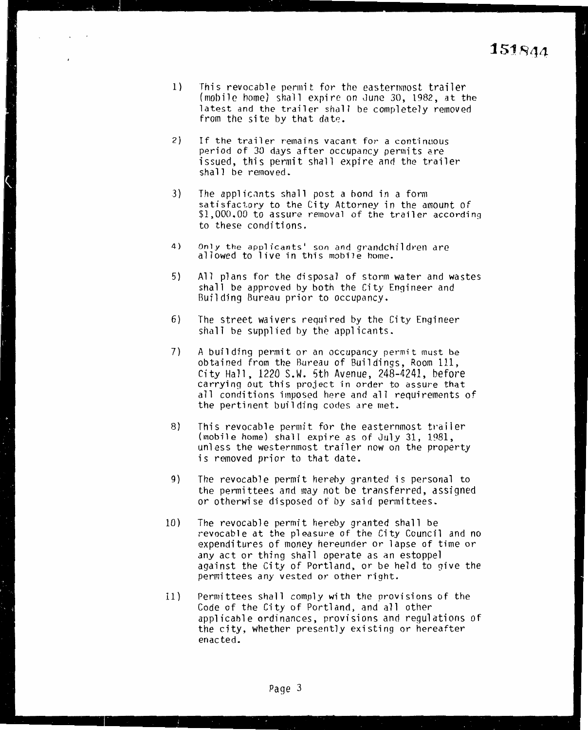151844

1) This revocable permit for the easternmost trailer (mobile home) shall expire on June 30, 1982, at the latest and the trailer shall be completely removed from the site by that date.

2) If the trailer remains vacant for a continuous period of 30 days after occupancy permits are issued, this permit shall expire and the trailer shall be removed.

3) The applicants shall post a bond in a form satisfactory to the City Attorney in the amount of $1,000.00 to assure removal of the trailer according to these conditions.

4) Only the applicants' son and grandchildren are allowed to live in this mobile home.

5) All plans for the disposal of storm water and wastes shall be approved by both the City Engineer and Building Bureau prior to occupancy.

6) The street waivers required by the City Engineer shall be supplied by the applicants.

7) A building permit or an occupancy permit must be obtained from the Bureau of Buildings, Room 111, City Hall, 1220 S.W. 5th Avenue, 248-4241, before carrying out this project in order to assure that all conditions imposed here and all requirements of the pertinent building codes are met.

8) This revocable permit for the easternmost trailer (mobile home) shall expire as of July 31, 1981, unless the westernmost trailer now on the property is removed prior to that date.

9) The revocable permit hereby granted is personal to the permittees and may not be transferred, assigned or otherwise disposed of by said permittees.

10) The revocable permit hereby granted shall be revocable at the pleasure of the City Council and no expenditures of money hereunder or lapse of time or any act or thing shall operate as an estoppel against the City of Portland, or be held to give the permittees any vested or other right.

11) Permittees shall comply with the provisions of the Code of the City of Portland, and all other applicable ordinances, provisions and regulations of the city, whether presently existing or hereafter enacted.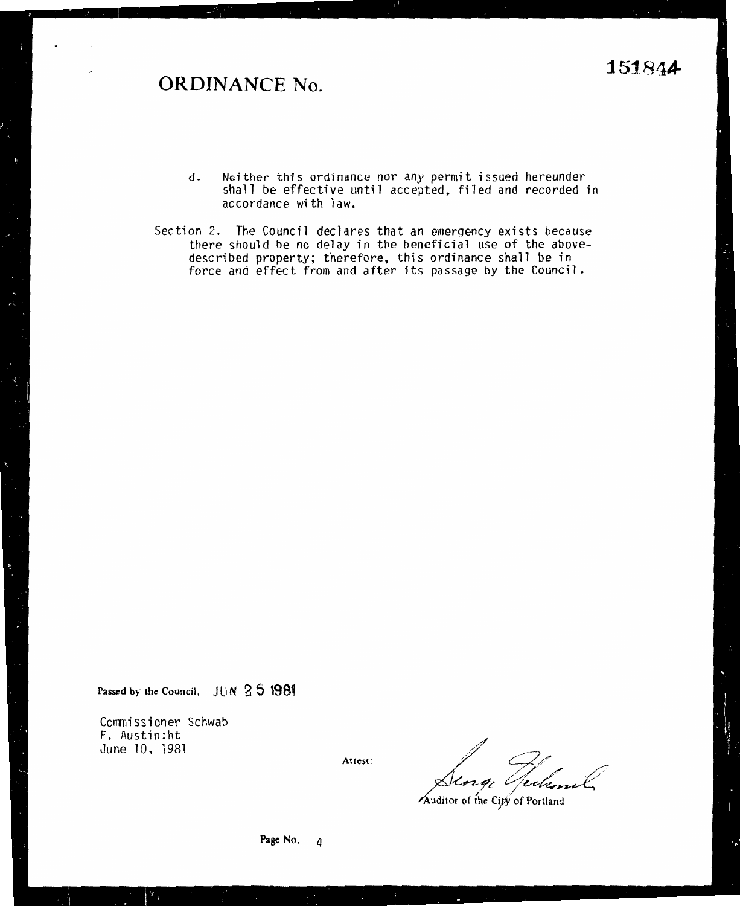# ORDINANCE No. 151844

d. Neither this ordinance nor any permit issued hereunder shall be effective until accepted, filed and recorded in accordance with law.

Section 2. The Council declares that an emergency exists because there should be no delay in the beneficial use of the above-described property; therefore, this ordinance shall be in force and effect from and after its passage by the Council.

Passed by the Council, JUN 25 1981

Commissioner Schwab
F. Austin:ht
June 10, 1981

Attest:

Auditor of the City of Portland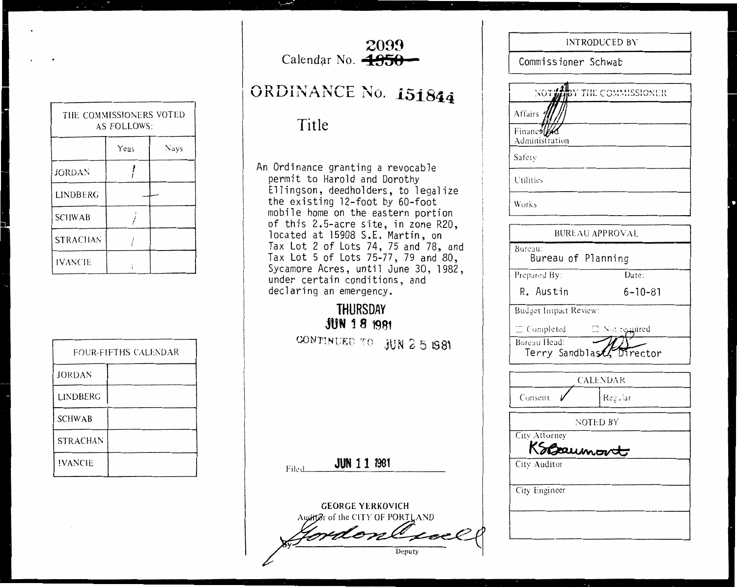| THE COMMISSIONERS VOTED AS FOLLOWS: | | |
|---|---|---|
| | Yeas | Nays |
| JORDAN | / | |
| LINDBERG | — | |
| SCHWAB | / | |
| STRACHAN | / | |
| IVANCIE | | |

| FOUR-FIFTHS CALENDAR | |
|---|---|
| JORDAN | |
| LINDBERG | |
| SCHWAB | |
| STRACHAN | |
| IVANCIE | |

Calendar No. ~~1950~~ 2099

# ORDINANCE No. 151844

## Title

An Ordinance granting a revocable permit to Harold and Dorothy Ellingson, deedholders, to legalize the existing 12-foot by 60-foot mobile home on the eastern portion of this 2.5-acre site, in zone R20, located at 15908 S.E. Martin, on Tax Lot 2 of Lots 74, 75 and 78, and Tax Lot 5 of Lots 75-77, 79 and 80, Sycamore Acres, until June 30, 1982, under certain conditions, and declaring an emergency.

**THURSDAY JUN 18 1981**

CONTINUED TO JUN 25 1981

Filed JUN 11 1981

GEORGE YERKOVICH
Auditor of the CITY OF PORTLAND

By Gordon Oxsell
Deputy

| INTRODUCED BY |
|---|
| Commissioner Schwab |

| NOTED BY THE COMMISSIONER |
|---|
| Affairs |
| Finance and Administration |
| Safety |
| Utilities |
| Works |

| BUREAU APPROVAL | |
|---|---|
| Bureau: Bureau of Planning | |
| Prepared By: R. Austin | Date: 6-10-81 |
| Budget Impact Review: ☐ Completed | ☐ Not required |
| Bureau Head: Terry Sandblast, Director | |

| CALENDAR | |
|---|---|
| Consent ✓ | Regular |

| NOTED BY |
|---|
| City Attorney KSBeaumont |
| City Auditor |
| City Engineer |
| |